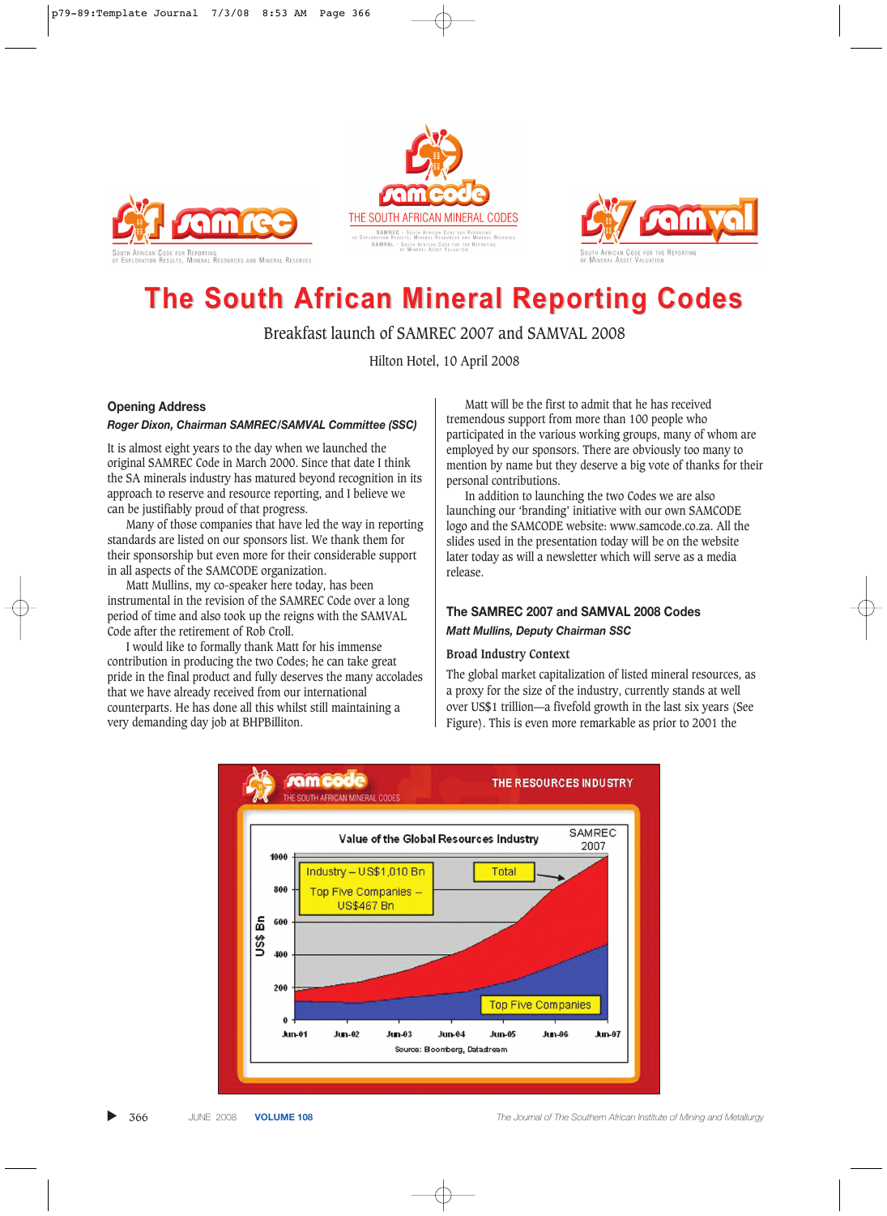# The South African Mineral Reporting Codes

Breakfast launch of SAMREC 2007 and SAMVAL 2008

Hilton Hotel, 10 April 2008

## Opening Address

***Roger Dixon, Chairman SAMREC/SAMVAL Committee (SSC)***

It is almost eight years to the day when we launched the original SAMREC Code in March 2000. Since that date I think the SA minerals industry has matured beyond recognition in its approach to reserve and resource reporting, and I believe we can be justifiably proud of that progress.

Many of those companies that have led the way in reporting standards are listed on our sponsors list. We thank them for their sponsorship but even more for their considerable support in all aspects of the SAMCODE organization.

Matt Mullins, my co-speaker here today, has been instrumental in the revision of the SAMREC Code over a long period of time and also took up the reigns with the SAMVAL Code after the retirement of Rob Croll.

I would like to formally thank Matt for his immense contribution in producing the two Codes; he can take great pride in the final product and fully deserves the many accolades that we have already received from our international counterparts. He has done all this whilst still maintaining a very demanding day job at BHPBilliton.

Matt will be the first to admit that he has received tremendous support from more than 100 people who participated in the various working groups, many of whom are employed by our sponsors. There are obviously too many to mention by name but they deserve a big vote of thanks for their personal contributions.

In addition to launching the two Codes we are also launching our 'branding' initiative with our own SAMCODE logo and the SAMCODE website: www.samcode.co.za. All the slides used in the presentation today will be on the website later today as will a newsletter which will serve as a media release.

## The SAMREC 2007 and SAMVAL 2008 Codes

***Matt Mullins, Deputy Chairman SSC***

### Broad Industry Context

The global market capitalization of listed mineral resources, as a proxy for the size of the industry, currently stands at well over US$1 trillion—a fivefold growth in the last six years (See Figure). This is even more remarkable as prior to 2001 the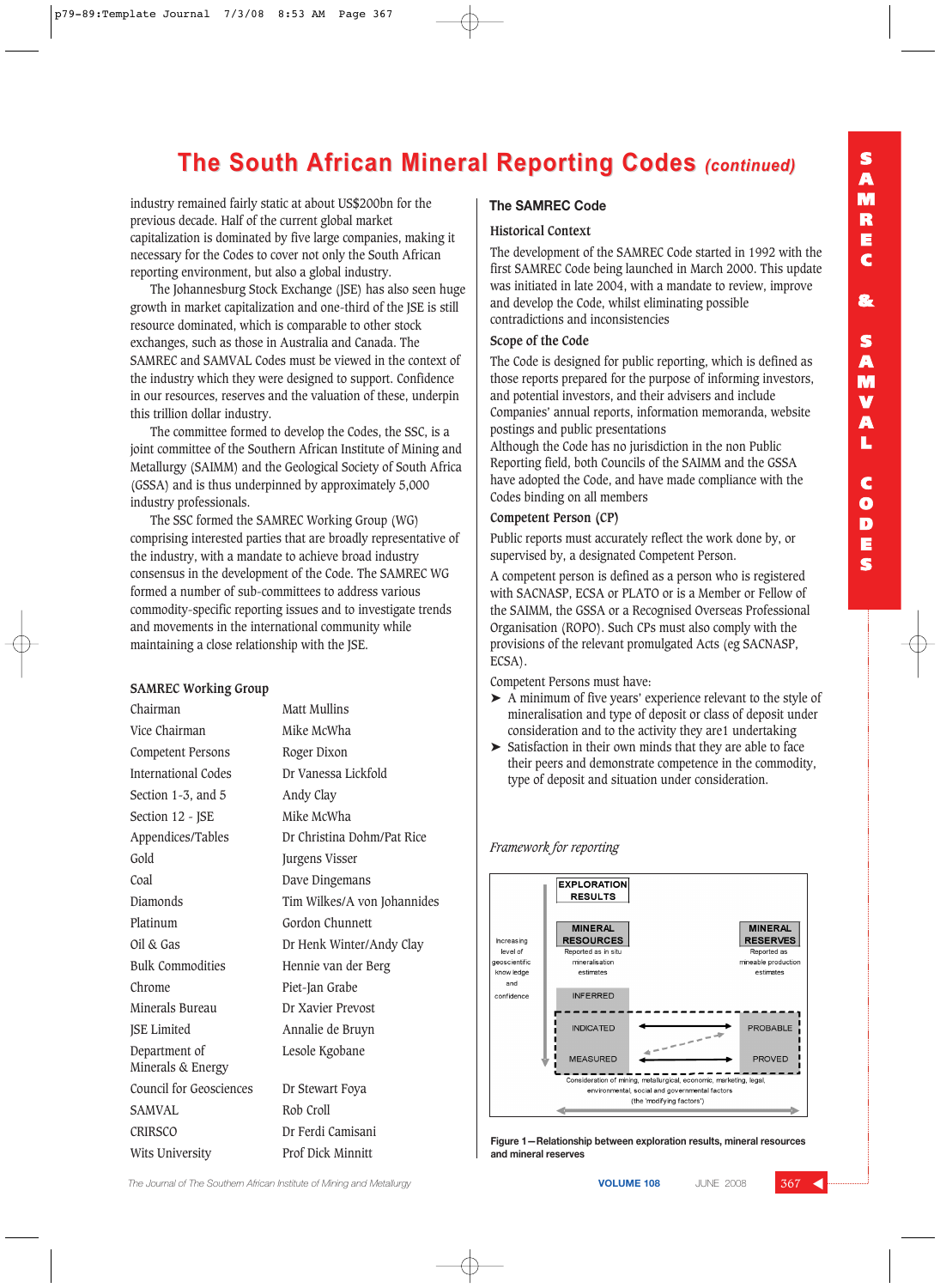# The South African Mineral Reporting Codes *(continued)*

industry remained fairly static at about US$200bn for the previous decade. Half of the current global market capitalization is dominated by five large companies, making it necessary for the Codes to cover not only the South African reporting environment, but also a global industry.

The Johannesburg Stock Exchange (JSE) has also seen huge growth in market capitalization and one-third of the JSE is still resource dominated, which is comparable to other stock exchanges, such as those in Australia and Canada. The SAMREC and SAMVAL Codes must be viewed in the context of the industry which they were designed to support. Confidence in our resources, reserves and the valuation of these, underpin this trillion dollar industry.

The committee formed to develop the Codes, the SSC, is a joint committee of the Southern African Institute of Mining and Metallurgy (SAIMM) and the Geological Society of South Africa (GSSA) and is thus underpinned by approximately 5,000 industry professionals.

The SSC formed the SAMREC Working Group (WG) comprising interested parties that are broadly representative of the industry, with a mandate to achieve broad industry consensus in the development of the Code. The SAMREC WG formed a number of sub-committees to address various commodity-specific reporting issues and to investigate trends and movements in the international community while maintaining a close relationship with the JSE.

### SAMREC Working Group

| | |
|---|---|
| Chairman | Matt Mullins |
| Vice Chairman | Mike McWha |
| Competent Persons | Roger Dixon |
| International Codes | Dr Vanessa Lickfold |
| Section 1-3, and 5 | Andy Clay |
| Section 12 - JSE | Mike McWha |
| Appendices/Tables | Dr Christina Dohm/Pat Rice |
| Gold | Jurgens Visser |
| Coal | Dave Dingemans |
| Diamonds | Tim Wilkes/A von Johannides |
| Platinum | Gordon Chunnett |
| Oil & Gas | Dr Henk Winter/Andy Clay |
| Bulk Commodities | Hennie van der Berg |
| Chrome | Piet-Jan Grabe |
| Minerals Bureau | Dr Xavier Prevost |
| JSE Limited | Annalie de Bruyn |
| Department of Minerals & Energy | Lesole Kgobane |
| Council for Geosciences | Dr Stewart Foya |
| SAMVAL | Rob Croll |
| CRIRSCO | Dr Ferdi Camisani |
| Wits University | Prof Dick Minnitt |

## The SAMREC Code

### Historical Context

The development of the SAMREC Code started in 1992 with the first SAMREC Code being launched in March 2000. This update was initiated in late 2004, with a mandate to review, improve and develop the Code, whilst eliminating possible contradictions and inconsistencies

### Scope of the Code

The Code is designed for public reporting, which is defined as those reports prepared for the purpose of informing investors, and potential investors, and their advisers and include Companies' annual reports, information memoranda, website postings and public presentations

Although the Code has no jurisdiction in the non Public Reporting field, both Councils of the SAIMM and the GSSA have adopted the Code, and have made compliance with the Codes binding on all members

### Competent Person (CP)

Public reports must accurately reflect the work done by, or supervised by, a designated Competent Person.

A competent person is defined as a person who is registered with SACNASP, ECSA or PLATO or is a Member or Fellow of the SAIMM, the GSSA or a Recognised Overseas Professional Organisation (ROPO). Such CPs must also comply with the provisions of the relevant promulgated Acts (eg SACNASP, ECSA).

Competent Persons must have:

- A minimum of five years' experience relevant to the style of mineralisation and type of deposit or class of deposit under consideration and to the activity they are1 undertaking
- Satisfaction in their own minds that they are able to face their peers and demonstrate competence in the commodity, type of deposit and situation under consideration.

*Framework for reporting*

| Increasing level of geoscientific knowledge and confidence | EXPLORATION RESULTS | | |
|---|---|---|---|
| | MINERAL RESOURCES (Reported as in situ mineralisation estimates) | | MINERAL RESERVES (Reported as mineable production estimates) |
| | INFERRED | | |
| | INDICATED | ↔ | PROBABLE |
| | MEASURED | ↔ | PROVED |
| | Consideration of mining, metallurgical, economic, marketing, legal, environmental, social and governmental factors (the 'modifying factors') | | |

**Figure 1—Relationship between exploration results, mineral resources and mineral reserves**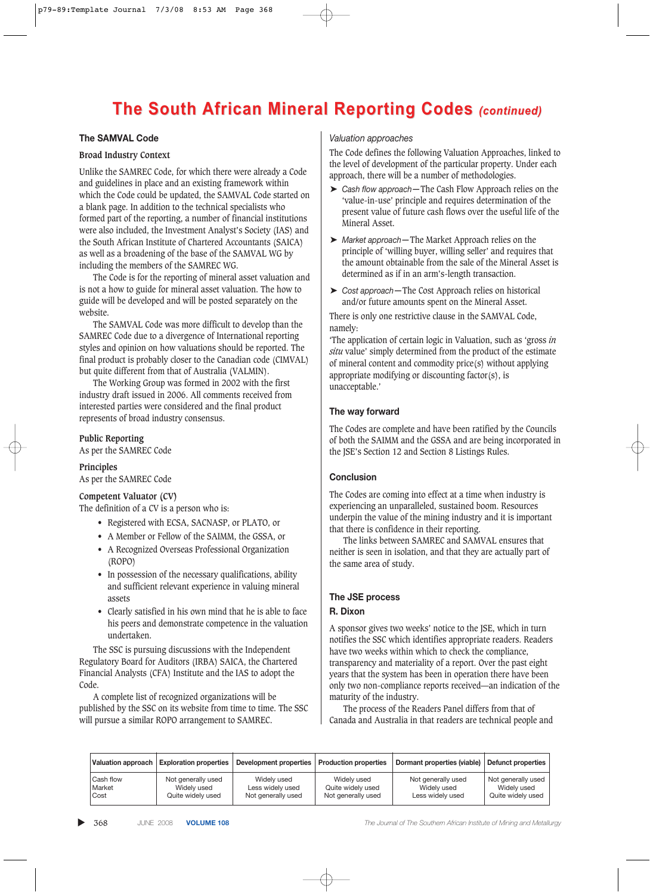# The South African Mineral Reporting Codes *(continued)*

## The SAMVAL Code

### Broad Industry Context

Unlike the SAMREC Code, for which there were already a Code and guidelines in place and an existing framework within which the Code could be updated, the SAMVAL Code started on a blank page. In addition to the technical specialists who formed part of the reporting, a number of financial institutions were also included, the Investment Analyst's Society (IAS) and the South African Institute of Chartered Accountants (SAICA) as well as a broadening of the SAMVAL WG by including the members of the SAMREC WG.

The Code is for the reporting of mineral asset valuation and is not a how to guide for mineral asset valuation. The how to guide will be developed and will be posted separately on the website.

The SAMVAL Code was more difficult to develop than the SAMREC Code due to a divergence of International reporting styles and opinion on how valuations should be reported. The final product is probably closer to the Canadian code (CIMVAL) but quite different from that of Australia (VALMIN).

The Working Group was formed in 2002 with the first industry draft issued in 2006. All comments received from interested parties were considered and the final product represents of broad industry consensus.

### Public Reporting

As per the SAMREC Code

### Principles

As per the SAMREC Code

### Competent Valuator (CV)

The definition of a CV is a person who is:

- Registered with ECSA, SACNASP, or PLATO, or
- A Member or Fellow of the SAIMM, the GSSA, or
- A Recognized Overseas Professional Organization (ROPO)
- In possession of the necessary qualifications, ability and sufficient relevant experience in valuing mineral assets
- Clearly satisfied in his own mind that he is able to face his peers and demonstrate competence in the valuation undertaken.

The SSC is pursuing discussions with the Independent Regulatory Board for Auditors (IRBA) SAICA, the Chartered Financial Analysts (CFA) Institute and the IAS to adopt the Code.

A complete list of recognized organizations will be published by the SSC on its website from time to time. The SSC will pursue a similar ROPO arrangement to SAMREC.

### *Valuation approaches*

The Code defines the following Valuation Approaches, linked to the level of development of the particular property. Under each approach, there will be a number of methodologies.

- ➤ *Cash flow approach*—The Cash Flow Approach relies on the 'value-in-use' principle and requires determination of the present value of future cash flows over the useful life of the Mineral Asset.
- ➤ *Market approach*—The Market Approach relies on the principle of 'willing buyer, willing seller' and requires that the amount obtainable from the sale of the Mineral Asset is determined as if in an arm's-length transaction.
- ➤ *Cost approach*—The Cost Approach relies on historical and/or future amounts spent on the Mineral Asset.

There is only one restrictive clause in the SAMVAL Code, namely:

'The application of certain logic in Valuation, such as 'gross *in situ* value' simply determined from the product of the estimate of mineral content and commodity price(s) without applying appropriate modifying or discounting factor(s), is unacceptable.'

## The way forward

The Codes are complete and have been ratified by the Councils of both the SAIMM and the GSSA and are being incorporated in the JSE's Section 12 and Section 8 Listings Rules.

## Conclusion

The Codes are coming into effect at a time when industry is experiencing an unparalleled, sustained boom. Resources underpin the value of the mining industry and it is important that there is confidence in their reporting.

The links between SAMREC and SAMVAL ensures that neither is seen in isolation, and that they are actually part of the same area of study.

## The JSE process

**R. Dixon**

A sponsor gives two weeks' notice to the JSE, which in turn notifies the SSC which identifies appropriate readers. Readers have two weeks within which to check the compliance, transparency and materiality of a report. Over the past eight years that the system has been in operation there have been only two non-compliance reports received—an indication of the maturity of the industry.

The process of the Readers Panel differs from that of Canada and Australia in that readers are technical people and

| Valuation approach | Exploration properties | Development properties | Production properties | Dormant properties (viable) | Defunct properties |
|---|---|---|---|---|---|
| Cash flow | Not generally used | Widely used | Widely used | Not generally used | Not generally used |
| Market | Widely used | Less widely used | Quite widely used | Widely used | Widely used |
| Cost | Quite widely used | Not generally used | Not generally used | Less widely used | Quite widely used |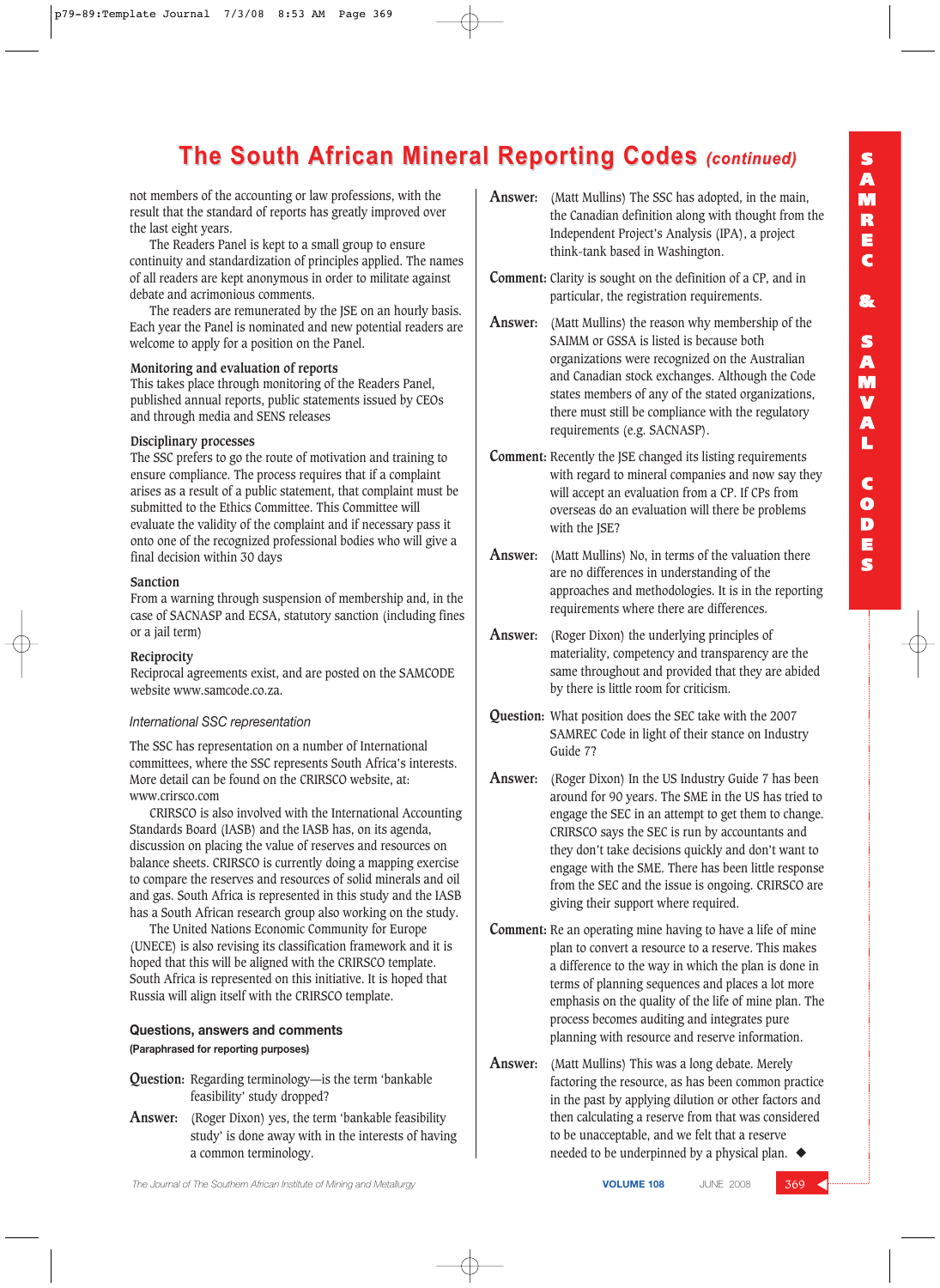# The South African Mineral Reporting Codes *(continued)*

not members of the accounting or law professions, with the result that the standard of reports has greatly improved over the last eight years.

The Readers Panel is kept to a small group to ensure continuity and standardization of principles applied. The names of all readers are kept anonymous in order to militate against debate and acrimonious comments.

The readers are remunerated by the JSE on an hourly basis. Each year the Panel is nominated and new potential readers are welcome to apply for a position on the Panel.

**Monitoring and evaluation of reports**

This takes place through monitoring of the Readers Panel, published annual reports, public statements issued by CEOs and through media and SENS releases

**Disciplinary processes**

The SSC prefers to go the route of motivation and training to ensure compliance. The process requires that if a complaint arises as a result of a public statement, that complaint must be submitted to the Ethics Committee. This Committee will evaluate the validity of the complaint and if necessary pass it onto one of the recognized professional bodies who will give a final decision within 30 days

**Sanction**

From a warning through suspension of membership and, in the case of SACNASP and ECSA, statutory sanction (including fines or a jail term)

**Reciprocity**

Reciprocal agreements exist, and are posted on the SAMCODE website www.samcode.co.za.

*International SSC representation*

The SSC has representation on a number of International committees, where the SSC represents South Africa's interests. More detail can be found on the CRIRSCO website, at: www.crirsco.com

CRIRSCO is also involved with the International Accounting Standards Board (IASB) and the IASB has, on its agenda, discussion on placing the value of reserves and resources on balance sheets. CRIRSCO is currently doing a mapping exercise to compare the reserves and resources of solid minerals and oil and gas. South Africa is represented in this study and the IASB has a South African research group also working on the study.

The United Nations Economic Community for Europe (UNECE) is also revising its classification framework and it is hoped that this will be aligned with the CRIRSCO template. South Africa is represented on this initiative. It is hoped that Russia will align itself with the CRIRSCO template.

### Questions, answers and comments

**(Paraphrased for reporting purposes)**

**Question:** Regarding terminology—is the term 'bankable feasibility' study dropped?

**Answer:** (Roger Dixon) yes, the term 'bankable feasibility study' is done away with in the interests of having a common terminology.

**Answer:** (Matt Mullins) The SSC has adopted, in the main, the Canadian definition along with thought from the Independent Project's Analysis (IPA), a project think-tank based in Washington.

**Comment:** Clarity is sought on the definition of a CP, and in particular, the registration requirements.

**Answer:** (Matt Mullins) the reason why membership of the SAIMM or GSSA is listed is because both organizations were recognized on the Australian and Canadian stock exchanges. Although the Code states members of any of the stated organizations, there must still be compliance with the regulatory requirements (e.g. SACNASP).

**Comment:** Recently the JSE changed its listing requirements with regard to mineral companies and now say they will accept an evaluation from a CP. If CPs from overseas do an evaluation will there be problems with the JSE?

**Answer:** (Matt Mullins) No, in terms of the valuation there are no differences in understanding of the approaches and methodologies. It is in the reporting requirements where there are differences.

**Answer:** (Roger Dixon) the underlying principles of materiality, competency and transparency are the same throughout and provided that they are abided by there is little room for criticism.

**Question:** What position does the SEC take with the 2007 SAMREC Code in light of their stance on Industry Guide 7?

**Answer:** (Roger Dixon) In the US Industry Guide 7 has been around for 90 years. The SME in the US has tried to engage the SEC in an attempt to get them to change. CRIRSCO says the SEC is run by accountants and they don't take decisions quickly and don't want to engage with the SME. There has been little response from the SEC and the issue is ongoing. CRIRSCO are giving their support where required.

**Comment:** Re an operating mine having to have a life of mine plan to convert a resource to a reserve. This makes a difference to the way in which the plan is done in terms of planning sequences and places a lot more emphasis on the quality of the life of mine plan. The process becomes auditing and integrates pure planning with resource and reserve information.

**Answer:** (Matt Mullins) This was a long debate. Merely factoring the resource, as has been common practice in the past by applying dilution or other factors and then calculating a reserve from that was considered to be unacceptable, and we felt that a reserve needed to be underpinned by a physical plan. ◆